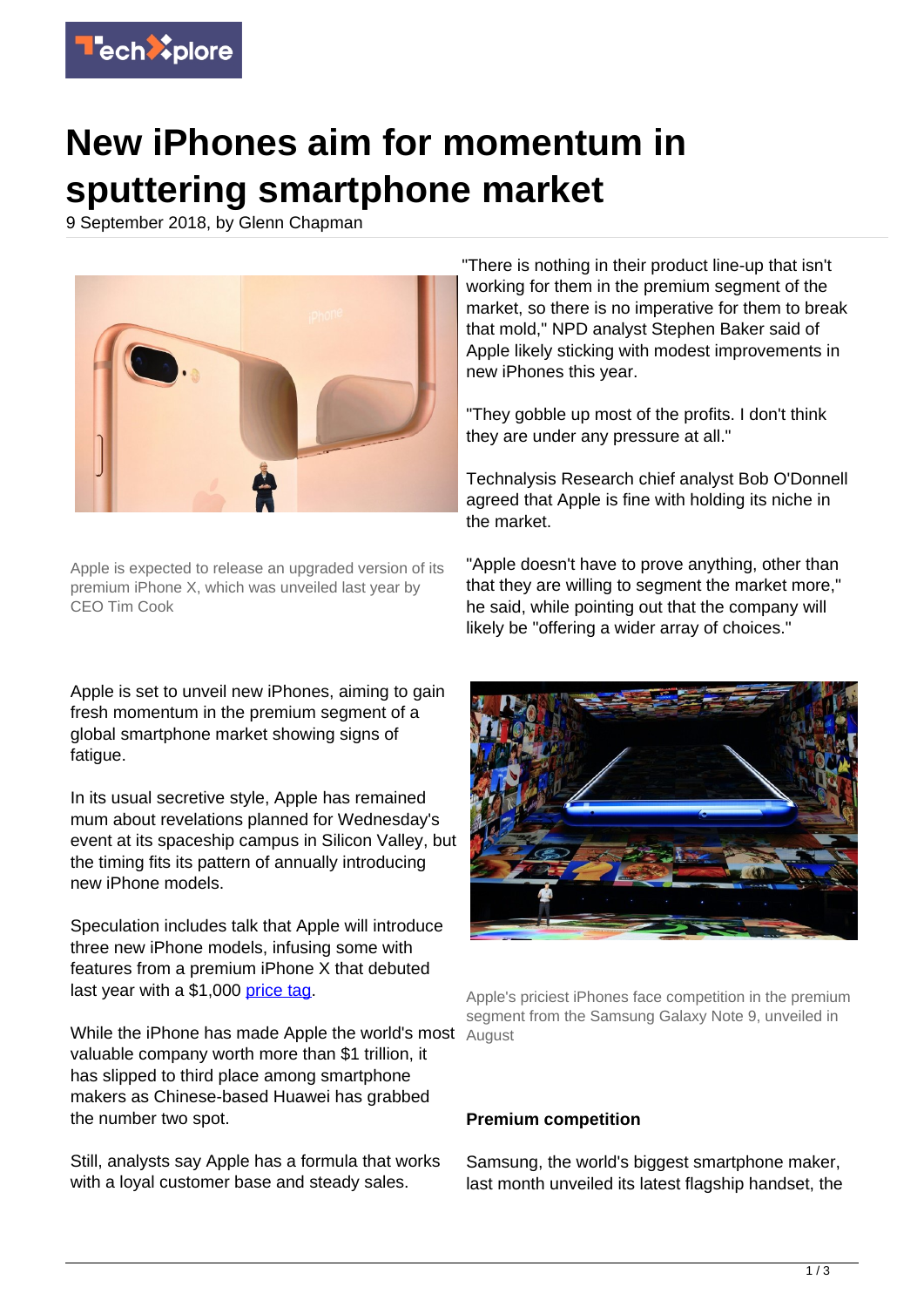# New iPhones aim for momentum in sputtering smartphone market

9 September 2018, by Glenn Chapman

Apple is expected to release an upgraded version of its premium iPhone X, which was unveiled last year by CEO Tim Cook

Apple is set to unveil new iPhones, aiming to gain fresh momentum in the premium segment of a global smartphone market showing signs of fatigue.

In its usual secretive style, Apple has remained mum about revelations planned for Wednesday's event at its spaceship campus in Silicon Valley, but the timing fits its pattern of annually introducing new iPhone models.

Speculation includes talk that Apple will introduce three new iPhone models, infusing some with features from a premium iPhone X that debuted last year with a $1,000 price tag.

While the iPhone has made Apple the world's most valuable company worth more than $1 trillion, it has slipped to third place among smartphone makers as Chinese-based Huawei has grabbed the number two spot.

Still, analysts say Apple has a formula that works with a loyal customer base and steady sales.

"There is nothing in their product line-up that isn't working for them in the premium segment of the market, so there is no imperative for them to break that mold," NPD analyst Stephen Baker said of Apple likely sticking with modest improvements in new iPhones this year.

"They gobble up most of the profits. I don't think they are under any pressure at all."

Technalysis Research chief analyst Bob O'Donnell agreed that Apple is fine with holding its niche in the market.

"Apple doesn't have to prove anything, other than that they are willing to segment the market more," he said, while pointing out that the company will likely be "offering a wider array of choices."

Apple's priciest iPhones face competition in the premium segment from the Samsung Galaxy Note 9, unveiled in August

**Premium competition**

Samsung, the world's biggest smartphone maker, last month unveiled its latest flagship handset, the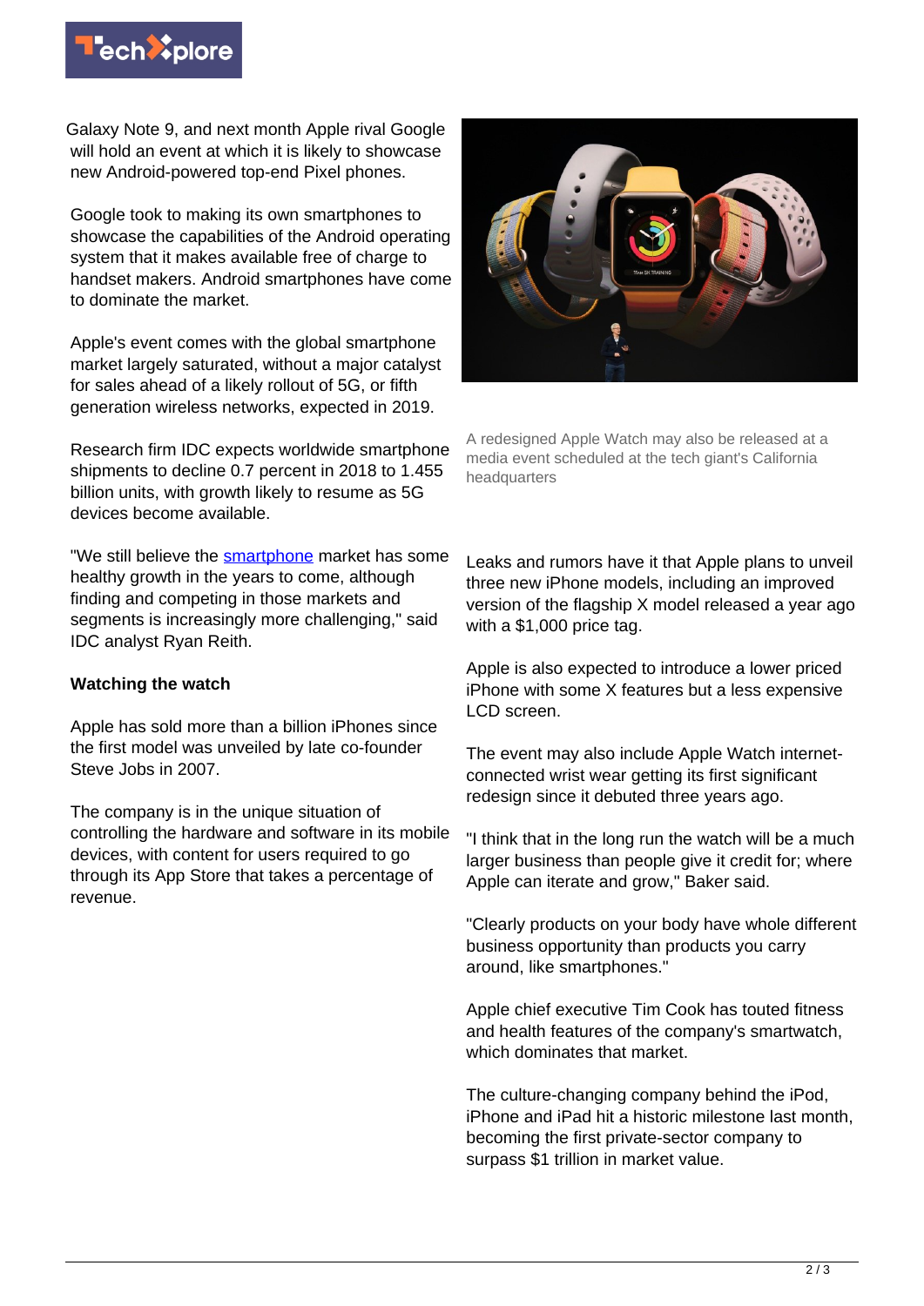Galaxy Note 9, and next month Apple rival Google will hold an event at which it is likely to showcase new Android-powered top-end Pixel phones.

Google took to making its own smartphones to showcase the capabilities of the Android operating system that it makes available free of charge to handset makers. Android smartphones have come to dominate the market.

Apple's event comes with the global smartphone market largely saturated, without a major catalyst for sales ahead of a likely rollout of 5G, or fifth generation wireless networks, expected in 2019.

Research firm IDC expects worldwide smartphone shipments to decline 0.7 percent in 2018 to 1.455 billion units, with growth likely to resume as 5G devices become available.

"We still believe the smartphone market has some healthy growth in the years to come, although finding and competing in those markets and segments is increasingly more challenging," said IDC analyst Ryan Reith.

**Watching the watch**

Apple has sold more than a billion iPhones since the first model was unveiled by late co-founder Steve Jobs in 2007.

The company is in the unique situation of controlling the hardware and software in its mobile devices, with content for users required to go through its App Store that takes a percentage of revenue.

A redesigned Apple Watch may also be released at a media event scheduled at the tech giant's California headquarters

Leaks and rumors have it that Apple plans to unveil three new iPhone models, including an improved version of the flagship X model released a year ago with a $1,000 price tag.

Apple is also expected to introduce a lower priced iPhone with some X features but a less expensive LCD screen.

The event may also include Apple Watch internet-connected wrist wear getting its first significant redesign since it debuted three years ago.

"I think that in the long run the watch will be a much larger business than people give it credit for; where Apple can iterate and grow," Baker said.

"Clearly products on your body have whole different business opportunity than products you carry around, like smartphones."

Apple chief executive Tim Cook has touted fitness and health features of the company's smartwatch, which dominates that market.

The culture-changing company behind the iPod, iPhone and iPad hit a historic milestone last month, becoming the first private-sector company to surpass $1 trillion in market value.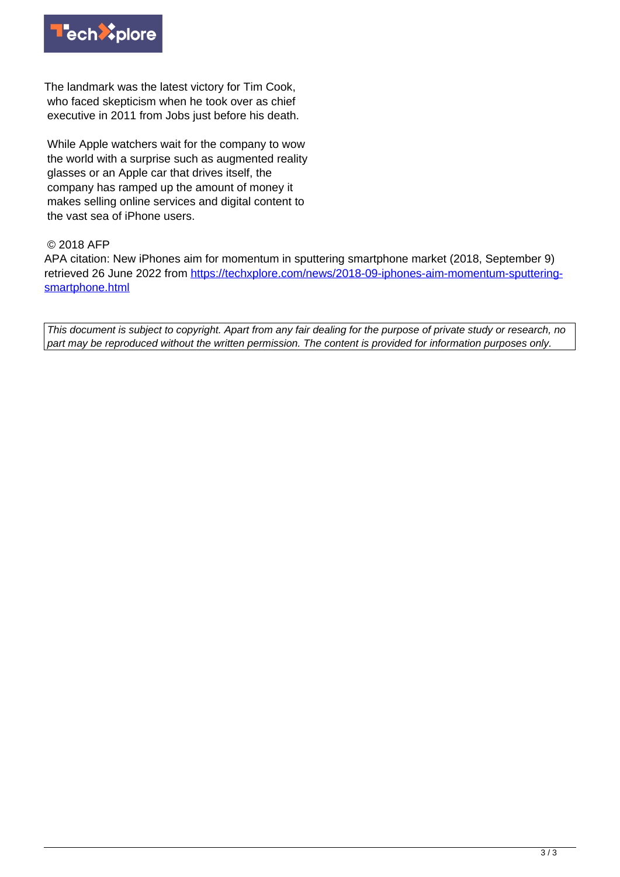The landmark was the latest victory for Tim Cook, who faced skepticism when he took over as chief executive in 2011 from Jobs just before his death.

While Apple watchers wait for the company to wow the world with a surprise such as augmented reality glasses or an Apple car that drives itself, the company has ramped up the amount of money it makes selling online services and digital content to the vast sea of iPhone users.

© 2018 AFP

APA citation: New iPhones aim for momentum in sputtering smartphone market (2018, September 9) retrieved 26 June 2022 from https://techxplore.com/news/2018-09-iphones-aim-momentum-sputtering-smartphone.html

*This document is subject to copyright. Apart from any fair dealing for the purpose of private study or research, no part may be reproduced without the written permission. The content is provided for information purposes only.*